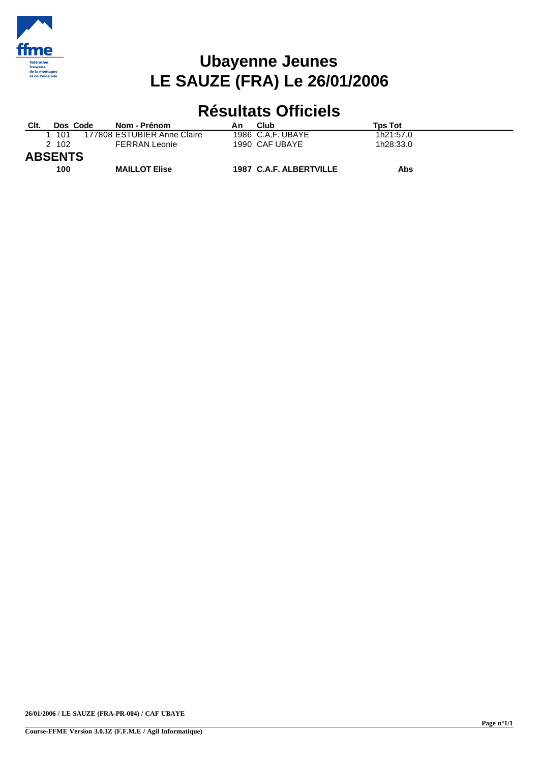# Ubayenne Jeunes
# LE SAUZE (FRA) Le 26/01/2006

## Résultats Officiels

| Clt. | Dos | Code | Nom - Prénom | An | Club | Tps Tot |
|---|---|---|---|---|---|---|
| 1 | 101 | 177808 | ESTUBIER Anne Claire | 1986 | C.A.F. UBAYE | 1h21:57.0 |
| 2 | 102 | | FERRAN Leonie | 1990 | CAF UBAYE | 1h28:33.0 |

### ABSENTS

| Dos | Nom - Prénom | An | Club | Tps Tot |
|---|---|---|---|---|
| **100** | **MAILLOT Elise** | **1987** | **C.A.F. ALBERTVILLE** | **Abs** |

**26/01/2006 / LE SAUZE (FRA-PR-004) / CAF UBAYE**

**Course-FFME Version 3.0.3Z (F.F.M.E / Agil Informatique)**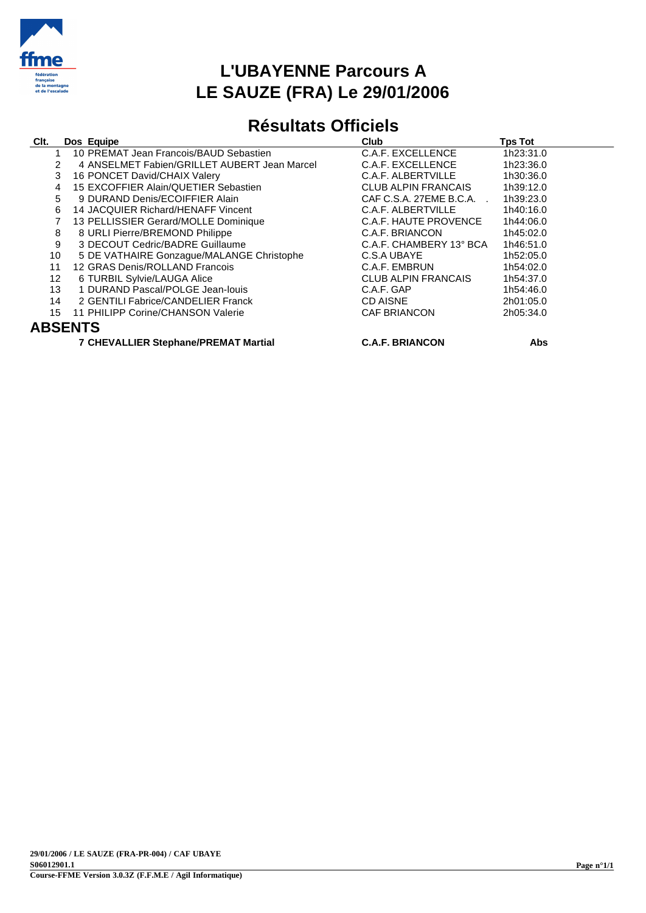# L'UBAYENNE Parcours A
# LE SAUZE (FRA) Le 29/01/2006

## Résultats Officiels

| Clt. | Dos | Equipe | Club | Tps Tot |
|---|---|---|---|---|
| 1 | 10 | PREMAT Jean Francois/BAUD Sebastien | C.A.F. EXCELLENCE | 1h23:31.0 |
| 2 | 4 | ANSELMET Fabien/GRILLET AUBERT Jean Marcel | C.A.F. EXCELLENCE | 1h23:36.0 |
| 3 | 16 | PONCET David/CHAIX Valery | C.A.F. ALBERTVILLE | 1h30:36.0 |
| 4 | 15 | EXCOFFIER Alain/QUETIER Sebastien | CLUB ALPIN FRANCAIS | 1h39:12.0 |
| 5 | 9 | DURAND Denis/ECOIFFIER Alain | CAF C.S.A. 27EME B.C.A. . | 1h39:23.0 |
| 6 | 14 | JACQUIER Richard/HENAFF Vincent | C.A.F. ALBERTVILLE | 1h40:16.0 |
| 7 | 13 | PELLISSIER Gerard/MOLLE Dominique | C.A.F. HAUTE PROVENCE | 1h44:06.0 |
| 8 | 8 | URLI Pierre/BREMOND Philippe | C.A.F. BRIANCON | 1h45:02.0 |
| 9 | 3 | DECOUT Cedric/BADRE Guillaume | C.A.F. CHAMBERY 13° BCA | 1h46:51.0 |
| 10 | 5 | DE VATHAIRE Gonzague/MALANGE Christophe | C.S.A UBAYE | 1h52:05.0 |
| 11 | 12 | GRAS Denis/ROLLAND Francois | C.A.F. EMBRUN | 1h54:02.0 |
| 12 | 6 | TURBIL Sylvie/LAUGA Alice | CLUB ALPIN FRANCAIS | 1h54:37.0 |
| 13 | 1 | DURAND Pascal/POLGE Jean-louis | C.A.F. GAP | 1h54:46.0 |
| 14 | 2 | GENTILI Fabrice/CANDELIER Franck | CD AISNE | 2h01:05.0 |
| 15 | 11 | PHILIPP Corine/CHANSON Valerie | CAF BRIANCON | 2h05:34.0 |

## ABSENTS

| Dos | Equipe | Club | Tps Tot |
|---|---|---|---|
| **7** | **CHEVALLIER Stephane/PREMAT Martial** | **C.A.F. BRIANCON** | **Abs** |

**29/01/2006 / LE SAUZE (FRA-PR-004) / CAF UBAYE**
**S06012901.1**
**Course-FFME Version 3.0.3Z (F.F.M.E / Agil Informatique)**